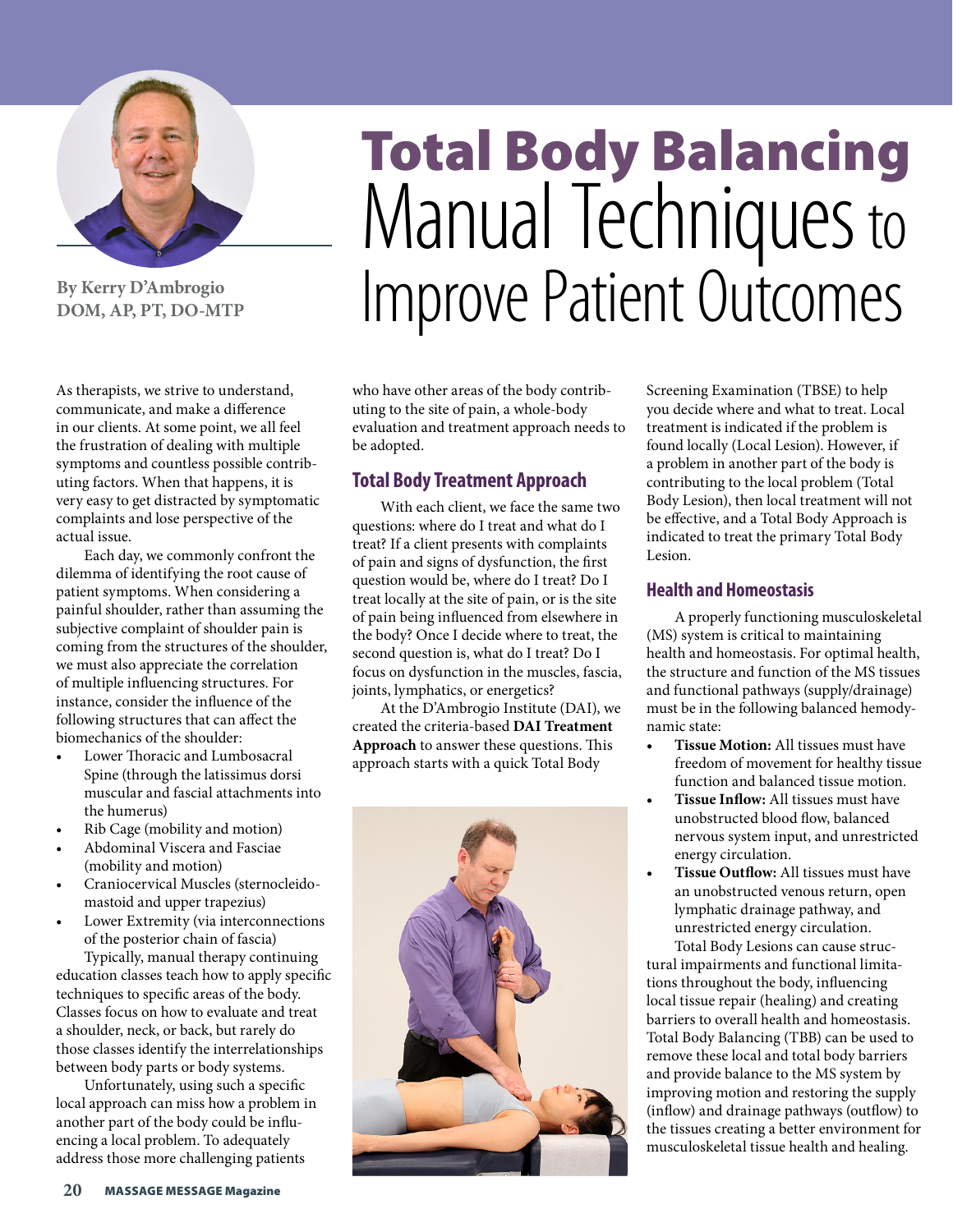# Total Body Balancing Manual Techniques to Improve Patient Outcomes

**By Kerry D'Ambrogio DOM, AP, PT, DO-MTP**

As therapists, we strive to understand, communicate, and make a difference in our clients. At some point, we all feel the frustration of dealing with multiple symptoms and countless possible contributing factors. When that happens, it is very easy to get distracted by symptomatic complaints and lose perspective of the actual issue.

Each day, we commonly confront the dilemma of identifying the root cause of patient symptoms. When considering a painful shoulder, rather than assuming the subjective complaint of shoulder pain is coming from the structures of the shoulder, we must also appreciate the correlation of multiple influencing structures. For instance, consider the influence of the following structures that can affect the biomechanics of the shoulder:

- Lower Thoracic and Lumbosacral Spine (through the latissimus dorsi muscular and fascial attachments into the humerus)
- Rib Cage (mobility and motion)
- Abdominal Viscera and Fasciae (mobility and motion)
- Craniocervical Muscles (sternocleidomastoid and upper trapezius)
- Lower Extremity (via interconnections of the posterior chain of fascia)

Typically, manual therapy continuing education classes teach how to apply specific techniques to specific areas of the body. Classes focus on how to evaluate and treat a shoulder, neck, or back, but rarely do those classes identify the interrelationships between body parts or body systems.

Unfortunately, using such a specific local approach can miss how a problem in another part of the body could be influencing a local problem. To adequately address those more challenging patients who have other areas of the body contributing to the site of pain, a whole-body evaluation and treatment approach needs to be adopted.

## Total Body Treatment Approach

With each client, we face the same two questions: where do I treat and what do I treat? If a client presents with complaints of pain and signs of dysfunction, the first question would be, where do I treat? Do I treat locally at the site of pain, or is the site of pain being influenced from elsewhere in the body? Once I decide where to treat, the second question is, what do I treat? Do I focus on dysfunction in the muscles, fascia, joints, lymphatics, or energetics?

At the D'Ambrogio Institute (DAI), we created the criteria-based **DAI Treatment Approach** to answer these questions. This approach starts with a quick Total Body Screening Examination (TBSE) to help you decide where and what to treat. Local treatment is indicated if the problem is found locally (Local Lesion). However, if a problem in another part of the body is contributing to the local problem (Total Body Lesion), then local treatment will not be effective, and a Total Body Approach is indicated to treat the primary Total Body Lesion.

## Health and Homeostasis

A properly functioning musculoskeletal (MS) system is critical to maintaining health and homeostasis. For optimal health, the structure and function of the MS tissues and functional pathways (supply/drainage) must be in the following balanced hemodynamic state:

- **Tissue Motion:** All tissues must have freedom of movement for healthy tissue function and balanced tissue motion.
- **Tissue Inflow:** All tissues must have unobstructed blood flow, balanced nervous system input, and unrestricted energy circulation.
- **Tissue Outflow:** All tissues must have an unobstructed venous return, open lymphatic drainage pathway, and unrestricted energy circulation.

Total Body Lesions can cause structural impairments and functional limitations throughout the body, influencing local tissue repair (healing) and creating barriers to overall health and homeostasis. Total Body Balancing (TBB) can be used to remove these local and total body barriers and provide balance to the MS system by improving motion and restoring the supply (inflow) and drainage pathways (outflow) to the tissues creating a better environment for musculoskeletal tissue health and healing.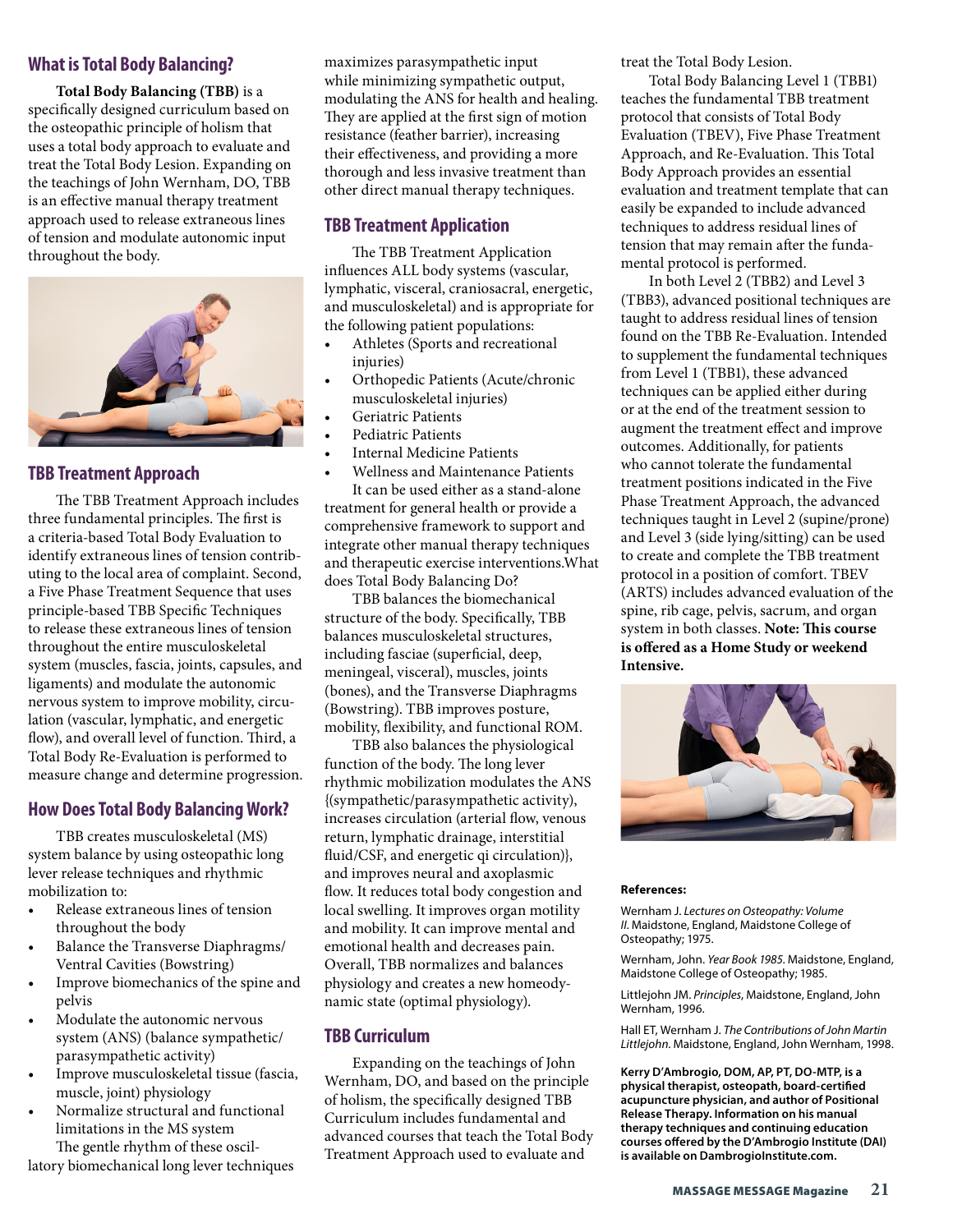## What is Total Body Balancing?

**Total Body Balancing (TBB)** is a specifically designed curriculum based on the osteopathic principle of holism that uses a total body approach to evaluate and treat the Total Body Lesion. Expanding on the teachings of John Wernham, DO, TBB is an effective manual therapy treatment approach used to release extraneous lines of tension and modulate autonomic input throughout the body.

## TBB Treatment Approach

The TBB Treatment Approach includes three fundamental principles. The first is a criteria-based Total Body Evaluation to identify extraneous lines of tension contributing to the local area of complaint. Second, a Five Phase Treatment Sequence that uses principle-based TBB Specific Techniques to release these extraneous lines of tension throughout the entire musculoskeletal system (muscles, fascia, joints, capsules, and ligaments) and modulate the autonomic nervous system to improve mobility, circulation (vascular, lymphatic, and energetic flow), and overall level of function. Third, a Total Body Re-Evaluation is performed to measure change and determine progression.

## How Does Total Body Balancing Work?

TBB creates musculoskeletal (MS) system balance by using osteopathic long lever release techniques and rhythmic mobilization to:

- Release extraneous lines of tension throughout the body
- Balance the Transverse Diaphragms/ Ventral Cavities (Bowstring)
- Improve biomechanics of the spine and pelvis
- Modulate the autonomic nervous system (ANS) (balance sympathetic/ parasympathetic activity)
- Improve musculoskeletal tissue (fascia, muscle, joint) physiology
- Normalize structural and functional limitations in the MS system

The gentle rhythm of these oscillatory biomechanical long lever techniques maximizes parasympathetic input while minimizing sympathetic output, modulating the ANS for health and healing. They are applied at the first sign of motion resistance (feather barrier), increasing their effectiveness, and providing a more thorough and less invasive treatment than other direct manual therapy techniques.

## TBB Treatment Application

The TBB Treatment Application influences ALL body systems (vascular, lymphatic, visceral, craniosacral, energetic, and musculoskeletal) and is appropriate for the following patient populations:

- Athletes (Sports and recreational injuries)
- Orthopedic Patients (Acute/chronic musculoskeletal injuries)
- Geriatric Patients
- Pediatric Patients
- Internal Medicine Patients
- Wellness and Maintenance Patients

It can be used either as a stand-alone treatment for general health or provide a comprehensive framework to support and integrate other manual therapy techniques and therapeutic exercise interventions.What does Total Body Balancing Do?

TBB balances the biomechanical structure of the body. Specifically, TBB balances musculoskeletal structures, including fasciae (superficial, deep, meningeal, visceral), muscles, joints (bones), and the Transverse Diaphragms (Bowstring). TBB improves posture, mobility, flexibility, and functional ROM.

TBB also balances the physiological function of the body. The long lever rhythmic mobilization modulates the ANS {(sympathetic/parasympathetic activity), increases circulation (arterial flow, venous return, lymphatic drainage, interstitial fluid/CSF, and energetic qi circulation)}, and improves neural and axoplasmic flow. It reduces total body congestion and local swelling. It improves organ motility and mobility. It can improve mental and emotional health and decreases pain. Overall, TBB normalizes and balances physiology and creates a new homeodynamic state (optimal physiology).

## TBB Curriculum

Expanding on the teachings of John Wernham, DO, and based on the principle of holism, the specifically designed TBB Curriculum includes fundamental and advanced courses that teach the Total Body Treatment Approach used to evaluate and treat the Total Body Lesion.

Total Body Balancing Level 1 (TBB1) teaches the fundamental TBB treatment protocol that consists of Total Body Evaluation (TBEV), Five Phase Treatment Approach, and Re-Evaluation. This Total Body Approach provides an essential evaluation and treatment template that can easily be expanded to include advanced techniques to address residual lines of tension that may remain after the fundamental protocol is performed.

In both Level 2 (TBB2) and Level 3 (TBB3), advanced positional techniques are taught to address residual lines of tension found on the TBB Re-Evaluation. Intended to supplement the fundamental techniques from Level 1 (TBB1), these advanced techniques can be applied either during or at the end of the treatment session to augment the treatment effect and improve outcomes. Additionally, for patients who cannot tolerate the fundamental treatment positions indicated in the Five Phase Treatment Approach, the advanced techniques taught in Level 2 (supine/prone) and Level 3 (side lying/sitting) can be used to create and complete the TBB treatment protocol in a position of comfort. TBEV (ARTS) includes advanced evaluation of the spine, rib cage, pelvis, sacrum, and organ system in both classes. **Note: This course is offered as a Home Study or weekend Intensive.**

**References:**

Wernham J. *Lectures on Osteopathy: Volume II.* Maidstone, England, Maidstone College of Osteopathy; 1975.

Wernham, John. *Year Book 1985.* Maidstone, England, Maidstone College of Osteopathy; 1985.

Littlejohn JM. *Principles*, Maidstone, England, John Wernham, 1996.

Hall ET, Wernham J. *The Contributions of John Martin Littlejohn.* Maidstone, England, John Wernham, 1998.

**Kerry D'Ambrogio, DOM, AP, PT, DO-MTP, is a physical therapist, osteopath, board-certified acupuncture physician, and author of Positional Release Therapy. Information on his manual therapy techniques and continuing education courses offered by the D'Ambrogio Institute (DAI) is available on DambrogioInstitute.com.**